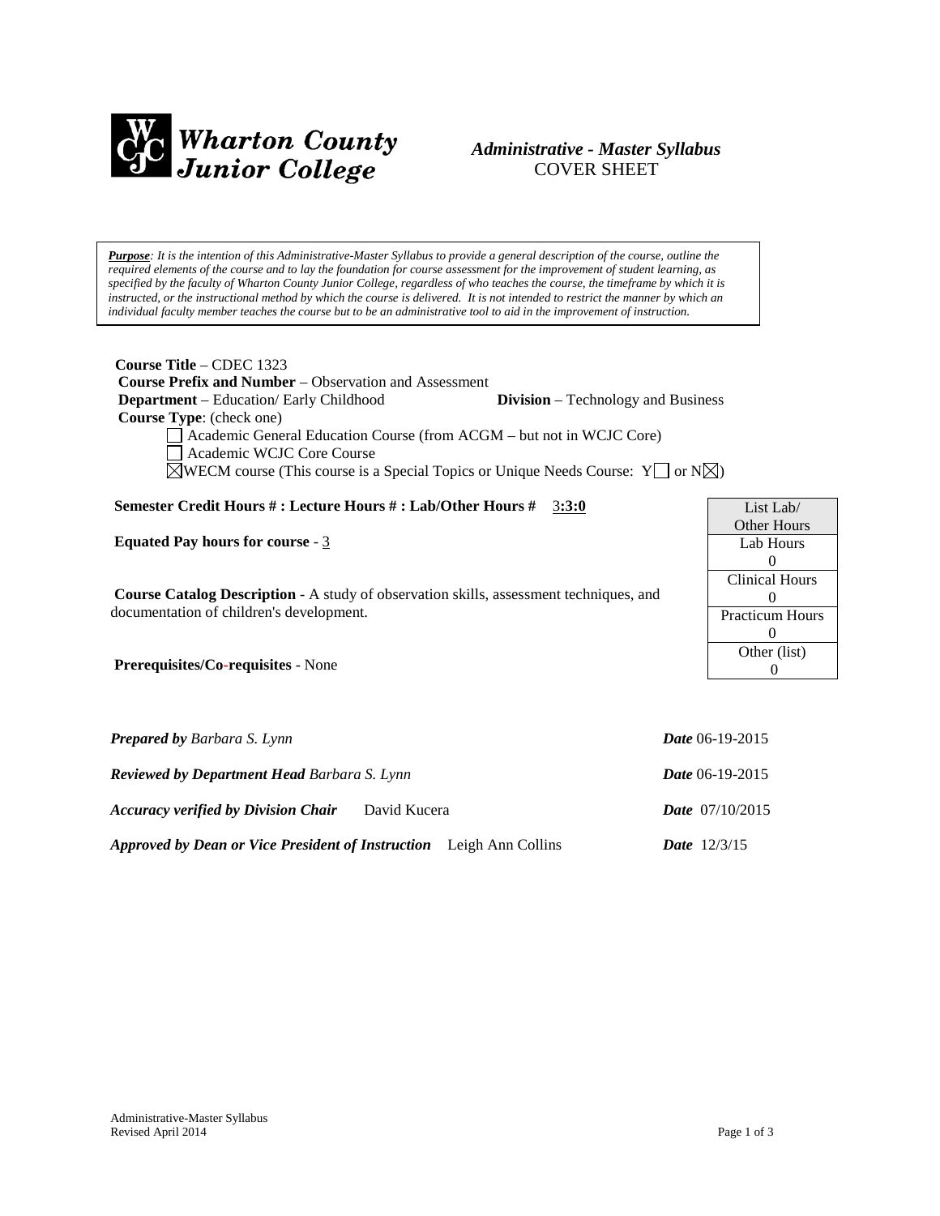**Wharton County Junior College**

***Administrative - Master Syllabus***
COVER SHEET

***Purpose**: It is the intention of this Administrative-Master Syllabus to provide a general description of the course, outline the required elements of the course and to lay the foundation for course assessment for the improvement of student learning, as specified by the faculty of Wharton County Junior College, regardless of who teaches the course, the timeframe by which it is instructed, or the instructional method by which the course is delivered. It is not intended to restrict the manner by which an individual faculty member teaches the course but to be an administrative tool to aid in the improvement of instruction.*

**Course Title** – CDEC 1323
**Course Prefix and Number** – Observation and Assessment
**Department** – Education/ Early Childhood **Division** – Technology and Business
**Course Type**: (check one)

- ☐ Academic General Education Course (from ACGM – but not in WCJC Core)
- ☐ Academic WCJC Core Course
- ☒ WECM course (This course is a Special Topics or Unique Needs Course: Y☐ or N☒)

**Semester Credit Hours # : Lecture Hours # : Lab/Other Hours #** 3**:3:0**

**Equated Pay hours for course** - 3

**Course Catalog Description** - A study of observation skills, assessment techniques, and documentation of children's development.

**Prerequisites/Co-requisites** - None

| List Lab/ Other Hours |
|---|
| Lab Hours 0 |
| Clinical Hours 0 |
| Practicum Hours 0 |
| Other (list) 0 |

***Prepared by*** *Barbara S. Lynn* ***Date*** 06-19-2015

***Reviewed by Department Head*** *Barbara S. Lynn* ***Date*** 06-19-2015

***Accuracy verified by Division Chair*** David Kucera ***Date*** 07/10/2015

***Approved by Dean or Vice President of Instruction*** Leigh Ann Collins ***Date*** 12/3/15

Administrative-Master Syllabus
Revised April 2014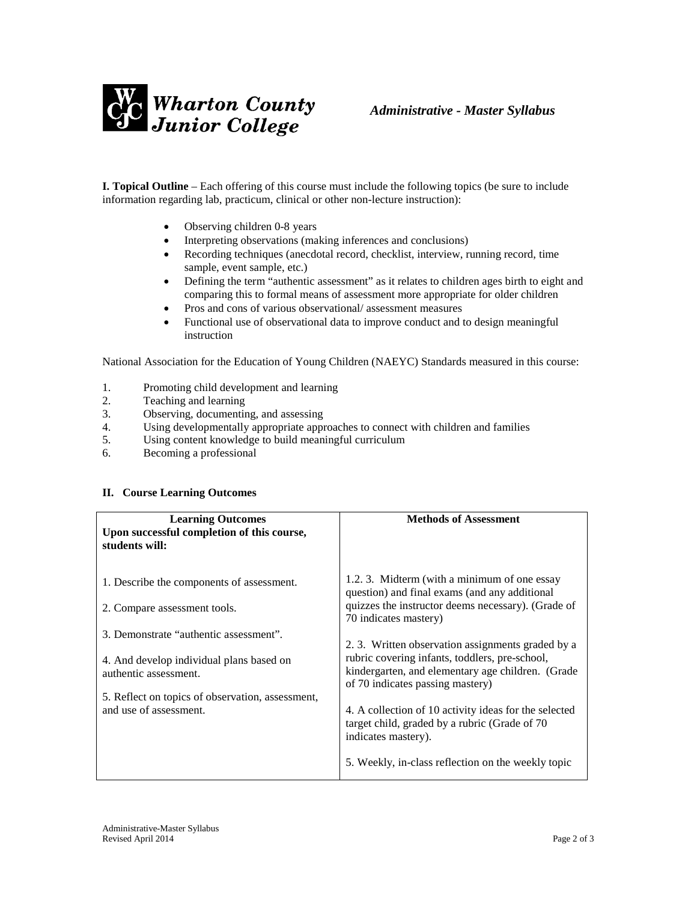**I. Topical Outline** – Each offering of this course must include the following topics (be sure to include information regarding lab, practicum, clinical or other non-lecture instruction):

- Observing children 0-8 years
- Interpreting observations (making inferences and conclusions)
- Recording techniques (anecdotal record, checklist, interview, running record, time sample, event sample, etc.)
- Defining the term "authentic assessment" as it relates to children ages birth to eight and comparing this to formal means of assessment more appropriate for older children
- Pros and cons of various observational/ assessment measures
- Functional use of observational data to improve conduct and to design meaningful instruction

National Association for the Education of Young Children (NAEYC) Standards measured in this course:

1. Promoting child development and learning
2. Teaching and learning
3. Observing, documenting, and assessing
4. Using developmentally appropriate approaches to connect with children and families
5. Using content knowledge to build meaningful curriculum
6. Becoming a professional

## II. Course Learning Outcomes

| **Learning Outcomes**<br>**Upon successful completion of this course, students will:** | **Methods of Assessment** |
|---|---|
| 1. Describe the components of assessment.<br><br>2. Compare assessment tools.<br><br>3. Demonstrate "authentic assessment".<br><br>4. And develop individual plans based on authentic assessment.<br><br>5. Reflect on topics of observation, assessment, and use of assessment. | 1.2. 3. Midterm (with a minimum of one essay question) and final exams (and any additional quizzes the instructor deems necessary). (Grade of 70 indicates mastery)<br><br>2. 3. Written observation assignments graded by a rubric covering infants, toddlers, pre-school, kindergarten, and elementary age children. (Grade of 70 indicates passing mastery)<br><br>4. A collection of 10 activity ideas for the selected target child, graded by a rubric (Grade of 70 indicates mastery).<br><br>5. Weekly, in-class reflection on the weekly topic |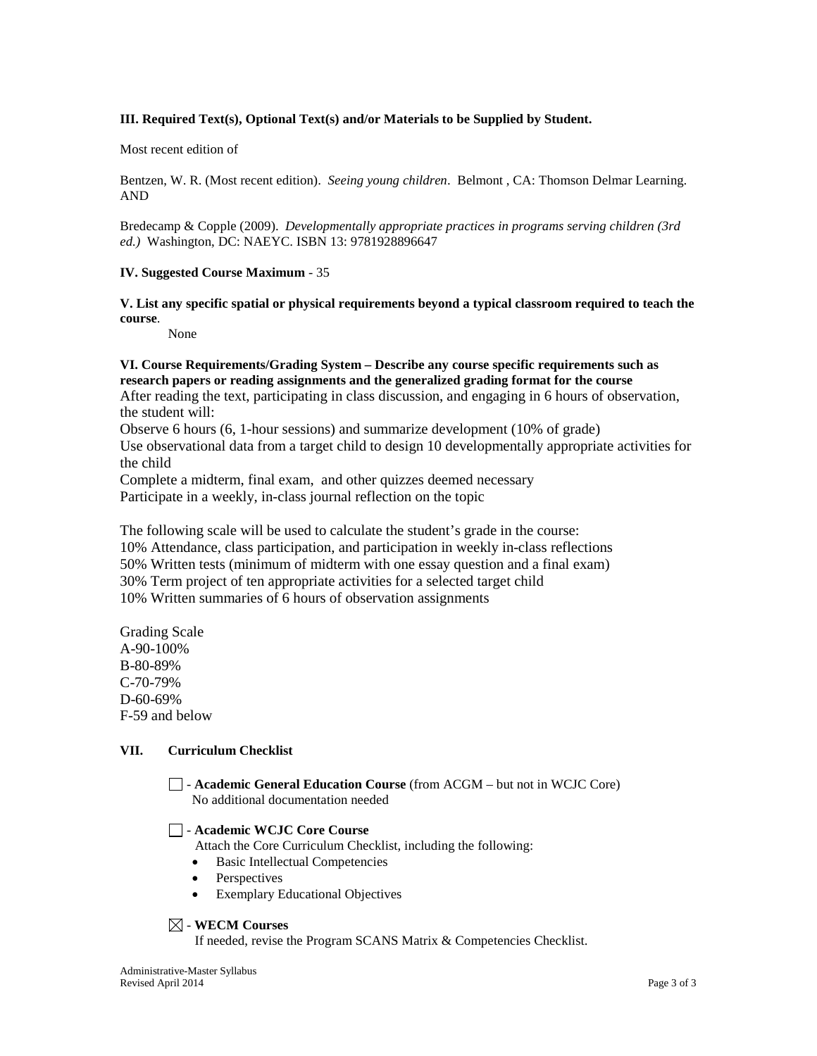**III. Required Text(s), Optional Text(s) and/or Materials to be Supplied by Student.**

Most recent edition of

Bentzen, W. R. (Most recent edition). *Seeing young children*. Belmont , CA: Thomson Delmar Learning. AND

Bredecamp & Copple (2009). *Developmentally appropriate practices in programs serving children (3rd ed.)* Washington, DC: NAEYC. ISBN 13: 9781928896647

**IV. Suggested Course Maximum** - 35

**V. List any specific spatial or physical requirements beyond a typical classroom required to teach the course**.

None

**VI. Course Requirements/Grading System – Describe any course specific requirements such as research papers or reading assignments and the generalized grading format for the course**

After reading the text, participating in class discussion, and engaging in 6 hours of observation, the student will:

Observe 6 hours (6, 1-hour sessions) and summarize development (10% of grade)

Use observational data from a target child to design 10 developmentally appropriate activities for the child

Complete a midterm, final exam, and other quizzes deemed necessary

Participate in a weekly, in-class journal reflection on the topic

The following scale will be used to calculate the student's grade in the course:

10% Attendance, class participation, and participation in weekly in-class reflections

50% Written tests (minimum of midterm with one essay question and a final exam)

30% Term project of ten appropriate activities for a selected target child

10% Written summaries of 6 hours of observation assignments

Grading Scale

A-90-100%

B-80-89%

C-70-79%

D-60-69%

F-59 and below

**VII. Curriculum Checklist**

☐ - **Academic General Education Course** (from ACGM – but not in WCJC Core)
No additional documentation needed

☐ - **Academic WCJC Core Course**
Attach the Core Curriculum Checklist, including the following:

- Basic Intellectual Competencies
- Perspectives
- Exemplary Educational Objectives

☒ - **WECM Courses**
If needed, revise the Program SCANS Matrix & Competencies Checklist.

Administrative-Master Syllabus
Revised April 2014